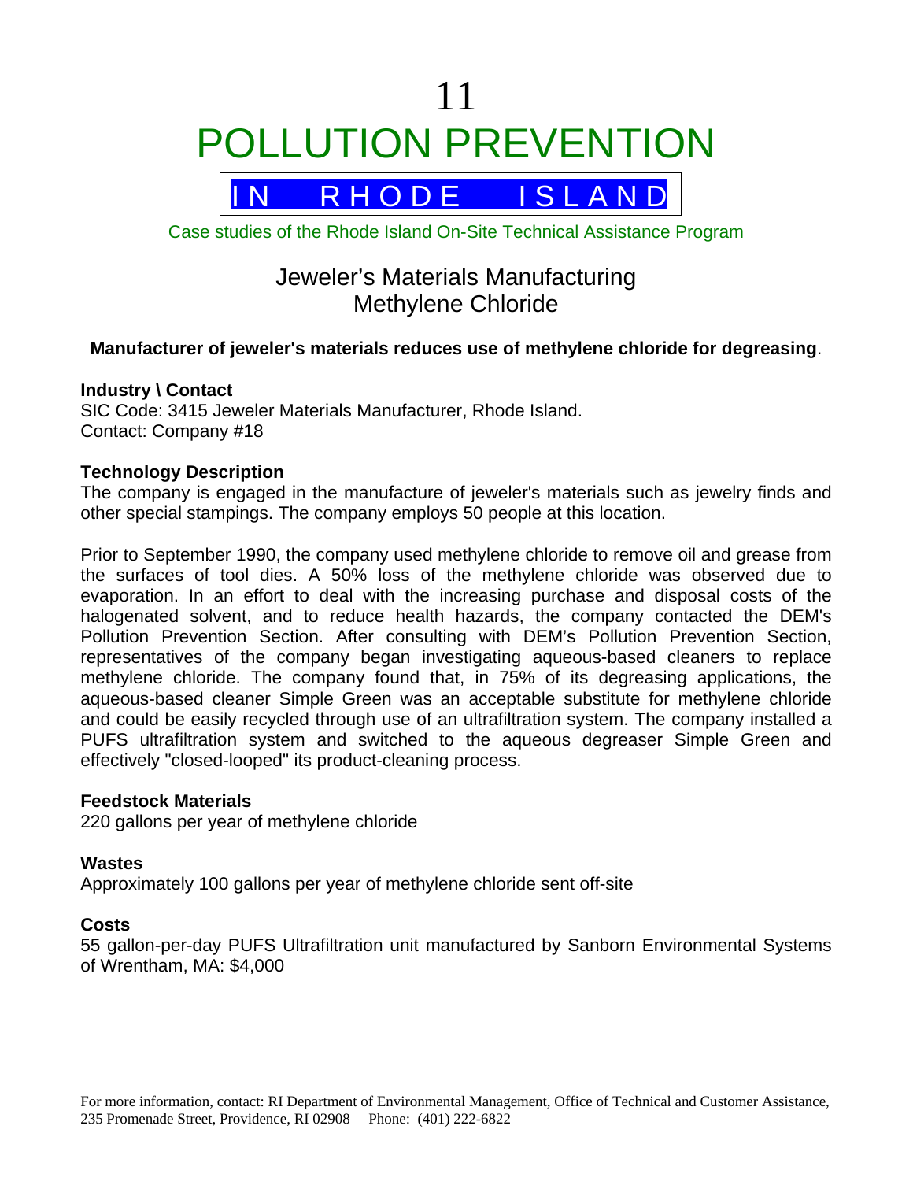# 11
# POLLUTION PREVENTION

## IN RHODE ISLAND

Case studies of the Rhode Island On-Site Technical Assistance Program

## Jeweler's Materials Manufacturing
## Methylene Chloride

**Manufacturer of jeweler's materials reduces use of methylene chloride for degreasing**.

**Industry \ Contact**
SIC Code: 3415 Jeweler Materials Manufacturer, Rhode Island.
Contact: Company #18

**Technology Description**
The company is engaged in the manufacture of jeweler's materials such as jewelry finds and other special stampings. The company employs 50 people at this location.

Prior to September 1990, the company used methylene chloride to remove oil and grease from the surfaces of tool dies. A 50% loss of the methylene chloride was observed due to evaporation. In an effort to deal with the increasing purchase and disposal costs of the halogenated solvent, and to reduce health hazards, the company contacted the DEM's Pollution Prevention Section. After consulting with DEM's Pollution Prevention Section, representatives of the company began investigating aqueous-based cleaners to replace methylene chloride. The company found that, in 75% of its degreasing applications, the aqueous-based cleaner Simple Green was an acceptable substitute for methylene chloride and could be easily recycled through use of an ultrafiltration system. The company installed a PUFS ultrafiltration system and switched to the aqueous degreaser Simple Green and effectively "closed-looped" its product-cleaning process.

**Feedstock Materials**
220 gallons per year of methylene chloride

**Wastes**
Approximately 100 gallons per year of methylene chloride sent off-site

**Costs**
55 gallon-per-day PUFS Ultrafiltration unit manufactured by Sanborn Environmental Systems of Wrentham, MA: $4,000

For more information, contact: RI Department of Environmental Management, Office of Technical and Customer Assistance, 235 Promenade Street, Providence, RI 02908 Phone: (401) 222-6822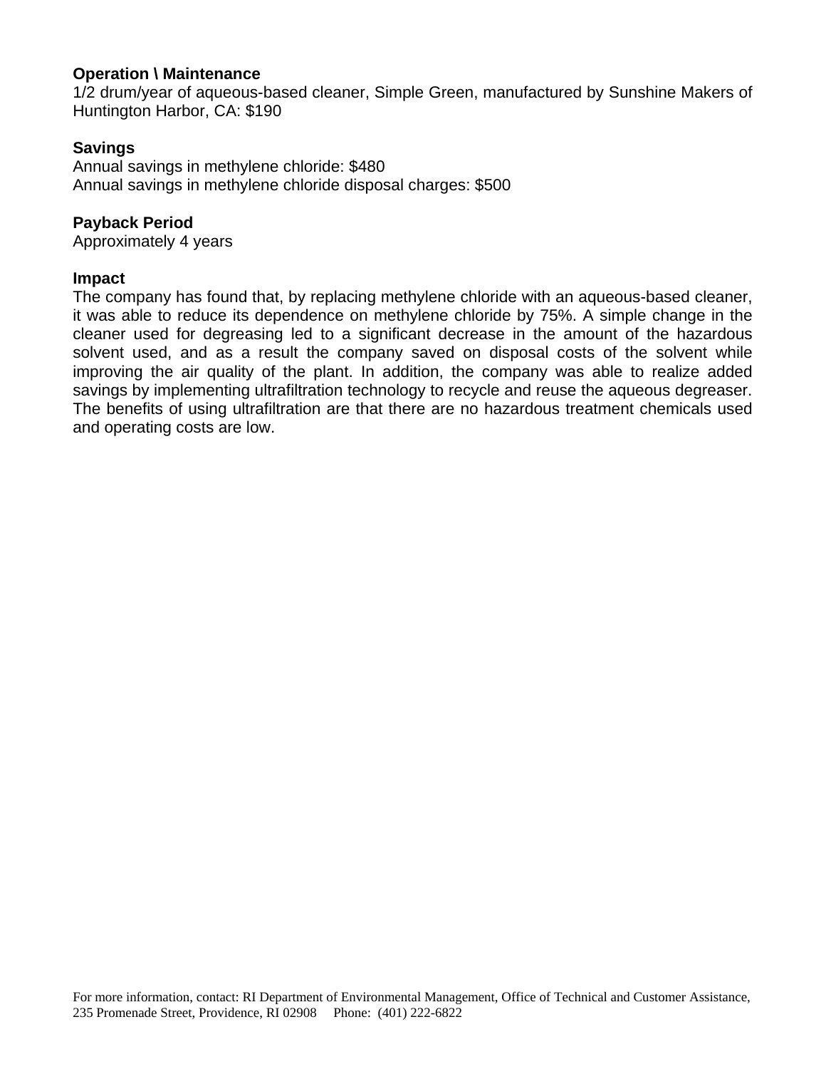**Operation \ Maintenance**
1/2 drum/year of aqueous-based cleaner, Simple Green, manufactured by Sunshine Makers of Huntington Harbor, CA: $190

**Savings**
Annual savings in methylene chloride: $480
Annual savings in methylene chloride disposal charges: $500

**Payback Period**
Approximately 4 years

**Impact**
The company has found that, by replacing methylene chloride with an aqueous-based cleaner, it was able to reduce its dependence on methylene chloride by 75%. A simple change in the cleaner used for degreasing led to a significant decrease in the amount of the hazardous solvent used, and as a result the company saved on disposal costs of the solvent while improving the air quality of the plant. In addition, the company was able to realize added savings by implementing ultrafiltration technology to recycle and reuse the aqueous degreaser. The benefits of using ultrafiltration are that there are no hazardous treatment chemicals used and operating costs are low.